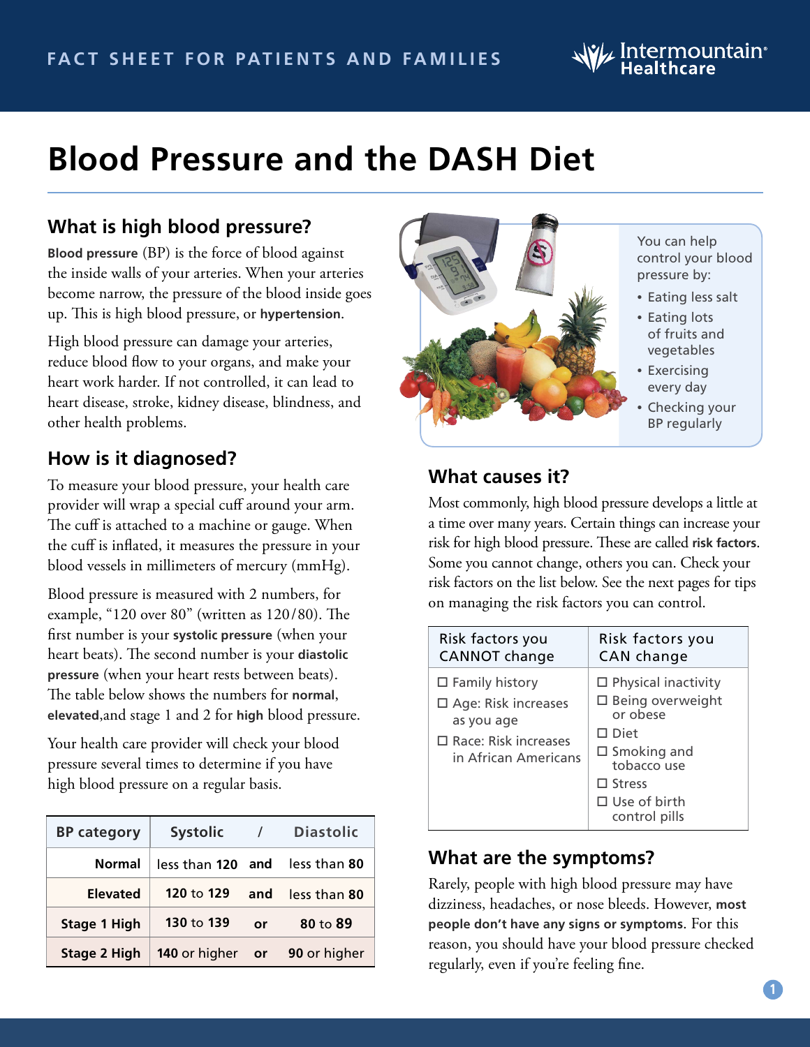# Blood Pressure and the DASH Diet

## What is high blood pressure?

**Blood pressure** (BP) is the force of blood against the inside walls of your arteries. When your arteries become narrow, the pressure of the blood inside goes up. This is high blood pressure, or **hypertension**.

High blood pressure can damage your arteries, reduce blood flow to your organs, and make your heart work harder. If not controlled, it can lead to heart disease, stroke, kidney disease, blindness, and other health problems.

## How is it diagnosed?

To measure your blood pressure, your health care provider will wrap a special cuff around your arm. The cuff is attached to a machine or gauge. When the cuff is inflated, it measures the pressure in your blood vessels in millimeters of mercury (mmHg).

Blood pressure is measured with 2 numbers, for example, "120 over 80" (written as 120/80). The first number is your **systolic pressure** (when your heart beats). The second number is your **diastolic pressure** (when your heart rests between beats). The table below shows the numbers for **normal**, **elevated**,and stage 1 and 2 for **high** blood pressure.

Your health care provider will check your blood pressure several times to determine if you have high blood pressure on a regular basis.

| BP category | Systolic | / | Diastolic |
|---|---|---|---|
| **Normal** | less than **120** | **and** | less than **80** |
| **Elevated** | **120** to **129** | **and** | less than **80** |
| **Stage 1 High** | **130** to **139** | **or** | **80** to **89** |
| **Stage 2 High** | **140** or higher | **or** | **90** or higher |

You can help control your blood pressure by:

- Eating less salt
- Eating lots of fruits and vegetables
- Exercising every day
- Checking your BP regularly

## What causes it?

Most commonly, high blood pressure develops a little at a time over many years. Certain things can increase your risk for high blood pressure. These are called **risk factors**. Some you cannot change, others you can. Check your risk factors on the list below. See the next pages for tips on managing the risk factors you can control.

| Risk factors you CANNOT change | Risk factors you CAN change |
|---|---|
| ☐ Family history<br>☐ Age: Risk increases as you age<br>☐ Race: Risk increases in African Americans | ☐ Physical inactivity<br>☐ Being overweight or obese<br>☐ Diet<br>☐ Smoking and tobacco use<br>☐ Stress<br>☐ Use of birth control pills |

## What are the symptoms?

Rarely, people with high blood pressure may have dizziness, headaches, or nose bleeds. However, **most people don't have any signs or symptoms**. For this reason, you should have your blood pressure checked regularly, even if you're feeling fine.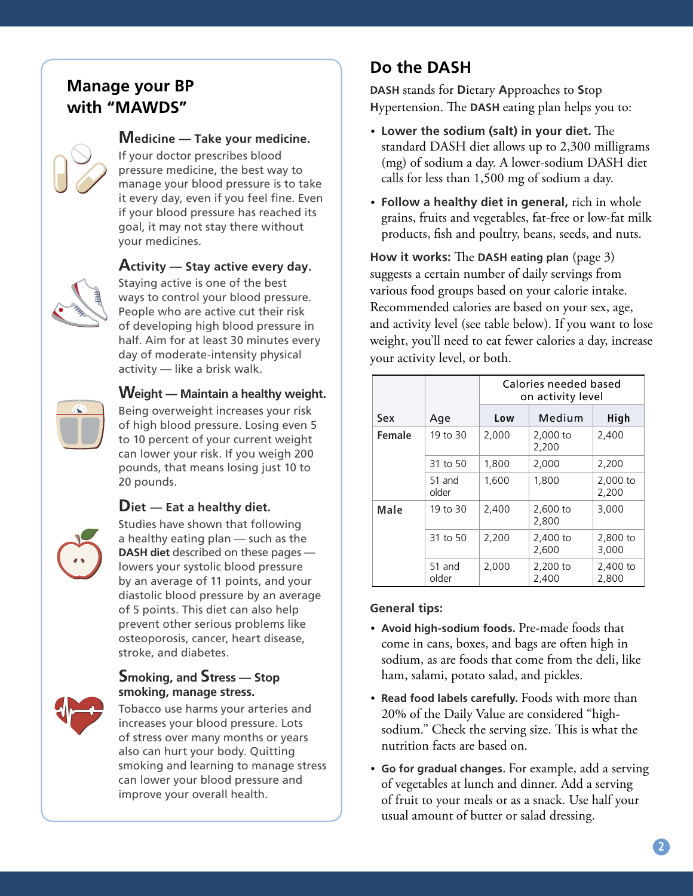## Manage your BP with "MAWDS"

### Medicine — Take your medicine.

If your doctor prescribes blood pressure medicine, the best way to manage your blood pressure is to take it every day, even if you feel fine. Even if your blood pressure has reached its goal, it may not stay there without your medicines.

### Activity — Stay active every day.

Staying active is one of the best ways to control your blood pressure. People who are active cut their risk of developing high blood pressure in half. Aim for at least 30 minutes every day of moderate-intensity physical activity — like a brisk walk.

### Weight — Maintain a healthy weight.

Being overweight increases your risk of high blood pressure. Losing even 5 to 10 percent of your current weight can lower your risk. If you weigh 200 pounds, that means losing just 10 to 20 pounds.

### Diet — Eat a healthy diet.

Studies have shown that following a healthy eating plan — such as the **DASH diet** described on these pages — lowers your systolic blood pressure by an average of 11 points, and your diastolic blood pressure by an average of 5 points. This diet can also help prevent other serious problems like osteoporosis, cancer, heart disease, stroke, and diabetes.

### Smoking, and Stress — Stop smoking, manage stress.

Tobacco use harms your arteries and increases your blood pressure. Lots of stress over many months or years also can hurt your body. Quitting smoking and learning to manage stress can lower your blood pressure and improve your overall health.

## Do the DASH

**DASH** stands for **D**ietary **A**pproaches to **S**top **H**ypertension. The **DASH** eating plan helps you to:

- **Lower the sodium (salt) in your diet.** The standard DASH diet allows up to 2,300 milligrams (mg) of sodium a day. A lower-sodium DASH diet calls for less than 1,500 mg of sodium a day.
- **Follow a healthy diet in general,** rich in whole grains, fruits and vegetables, fat-free or low-fat milk products, fish and poultry, beans, seeds, and nuts.

**How it works:** The **DASH eating plan** (page 3) suggests a certain number of daily servings from various food groups based on your calorie intake. Recommended calories are based on your sex, age, and activity level (see table below). If you want to lose weight, you'll need to eat fewer calories a day, increase your activity level, or both.

| Sex | Age | Calories needed based on activity level | | |
|---|---|---|---|---|
| | | **Low** | Medium | **High** |
| **Female** | 19 to 30 | 2,000 | 2,000 to 2,200 | 2,400 |
| | 31 to 50 | 1,800 | 2,000 | 2,200 |
| | 51 and older | 1,600 | 1,800 | 2,000 to 2,200 |
| **Male** | 19 to 30 | 2,400 | 2,600 to 2,800 | 3,000 |
| | 31 to 50 | 2,200 | 2,400 to 2,600 | 2,800 to 3,000 |
| | 51 and older | 2,000 | 2,200 to 2,400 | 2,400 to 2,800 |

**General tips:**

- **Avoid high-sodium foods.** Pre-made foods that come in cans, boxes, and bags are often high in sodium, as are foods that come from the deli, like ham, salami, potato salad, and pickles.
- **Read food labels carefully.** Foods with more than 20% of the Daily Value are considered "high-sodium." Check the serving size. This is what the nutrition facts are based on.
- **Go for gradual changes.** For example, add a serving of vegetables at lunch and dinner. Add a serving of fruit to your meals or as a snack. Use half your usual amount of butter or salad dressing.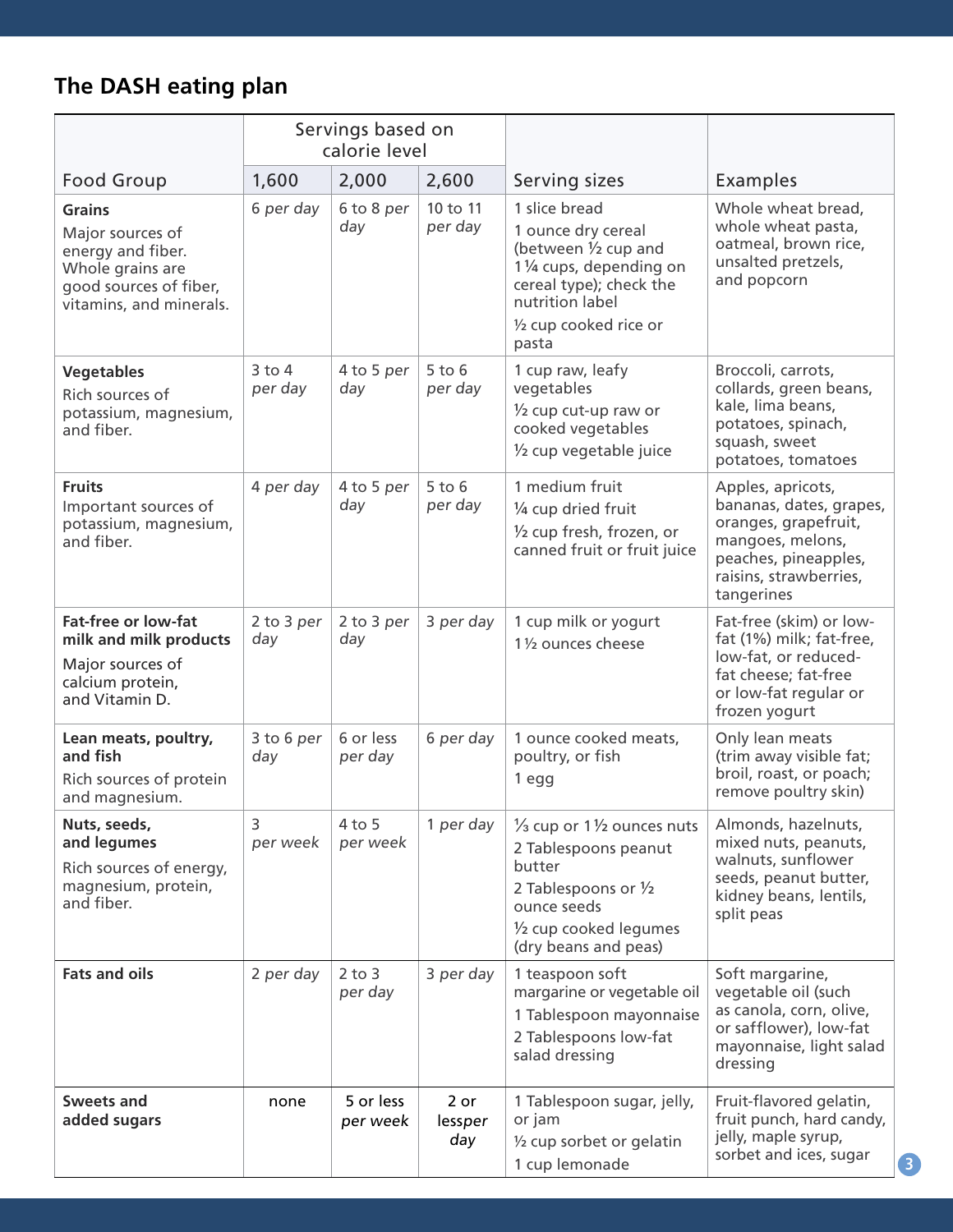## The DASH eating plan

| Food Group | Servings based on calorie level | | | Serving sizes | Examples |
|---|---|---|---|---|---|
| | 1,600 | 2,000 | 2,600 | | |
| **Grains** Major sources of energy and fiber. Whole grains are good sources of fiber, vitamins, and minerals. | 6 *per day* | 6 to 8 *per day* | 10 to 11 *per day* | 1 slice bread<br>1 ounce dry cereal (between ½ cup and 1¼ cups, depending on cereal type); check the nutrition label<br>½ cup cooked rice or pasta | Whole wheat bread, whole wheat pasta, oatmeal, brown rice, unsalted pretzels, and popcorn |
| **Vegetables** Rich sources of potassium, magnesium, and fiber. | 3 to 4 *per day* | 4 to 5 *per day* | 5 to 6 *per day* | 1 cup raw, leafy vegetables<br>½ cup cut-up raw or cooked vegetables<br>½ cup vegetable juice | Broccoli, carrots, collards, green beans, kale, lima beans, potatoes, spinach, squash, sweet potatoes, tomatoes |
| **Fruits** Important sources of potassium, magnesium, and fiber. | 4 *per day* | 4 to 5 *per day* | 5 to 6 *per day* | 1 medium fruit<br>¼ cup dried fruit<br>½ cup fresh, frozen, or canned fruit or fruit juice | Apples, apricots, bananas, dates, grapes, oranges, grapefruit, mangoes, melons, peaches, pineapples, raisins, strawberries, tangerines |
| **Fat-free or low-fat milk and milk products** Major sources of calcium protein, and Vitamin D. | 2 to 3 *per day* | 2 to 3 *per day* | 3 *per day* | 1 cup milk or yogurt<br>1½ ounces cheese | Fat-free (skim) or low-fat (1%) milk; fat-free, low-fat, or reduced-fat cheese; fat-free or low-fat regular or frozen yogurt |
| **Lean meats, poultry, and fish** Rich sources of protein and magnesium. | 3 to 6 *per day* | 6 or less *per day* | 6 *per day* | 1 ounce cooked meats, poultry, or fish<br>1 egg | Only lean meats (trim away visible fat; broil, roast, or poach; remove poultry skin) |
| **Nuts, seeds, and legumes** Rich sources of energy, magnesium, protein, and fiber. | 3 *per week* | 4 to 5 *per week* | 1 *per day* | ⅓ cup or 1½ ounces nuts<br>2 Tablespoons peanut butter<br>2 Tablespoons or ½ ounce seeds<br>½ cup cooked legumes (dry beans and peas) | Almonds, hazelnuts, mixed nuts, peanuts, walnuts, sunflower seeds, peanut butter, kidney beans, lentils, split peas |
| **Fats and oils** | 2 *per day* | 2 to 3 *per day* | 3 *per day* | 1 teaspoon soft margarine or vegetable oil<br>1 Tablespoon mayonnaise<br>2 Tablespoons low-fat salad dressing | Soft margarine, vegetable oil (such as canola, corn, olive, or safflower), low-fat mayonnaise, light salad dressing |
| **Sweets and added sugars** | none | 5 or less *per week* | 2 or less*per day* | 1 Tablespoon sugar, jelly, or jam<br>½ cup sorbet or gelatin<br>1 cup lemonade | Fruit-flavored gelatin, fruit punch, hard candy, jelly, maple syrup, sorbet and ices, sugar |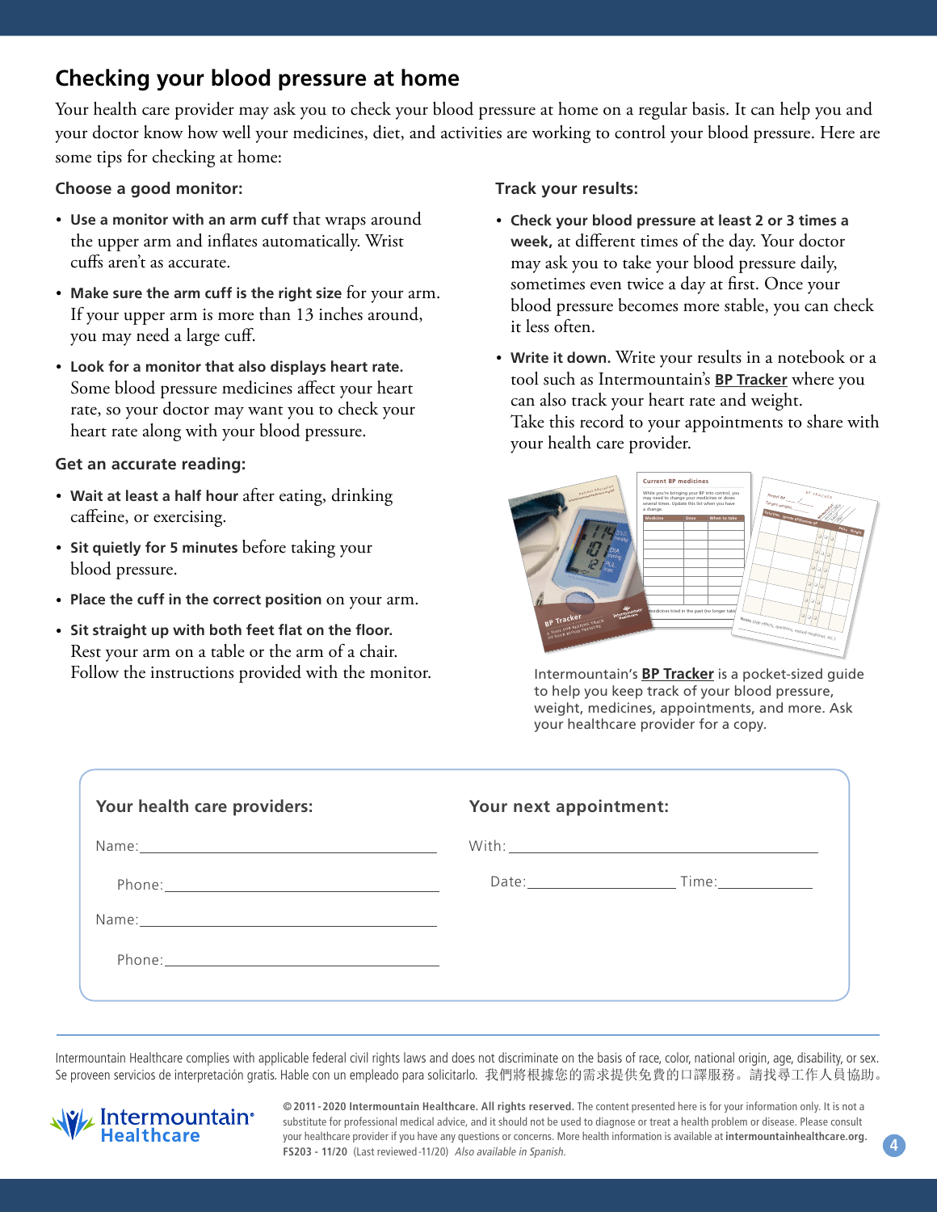## Checking your blood pressure at home

Your health care provider may ask you to check your blood pressure at home on a regular basis. It can help you and your doctor know how well your medicines, diet, and activities are working to control your blood pressure. Here are some tips for checking at home:

### Choose a good monitor:

- **Use a monitor with an arm cuff** that wraps around the upper arm and inflates automatically. Wrist cuffs aren't as accurate.
- **Make sure the arm cuff is the right size** for your arm. If your upper arm is more than 13 inches around, you may need a large cuff.
- **Look for a monitor that also displays heart rate.** Some blood pressure medicines affect your heart rate, so your doctor may want you to check your heart rate along with your blood pressure.

### Get an accurate reading:

- **Wait at least a half hour** after eating, drinking caffeine, or exercising.
- **Sit quietly for 5 minutes** before taking your blood pressure.
- **Place the cuff in the correct position** on your arm.
- **Sit straight up with both feet flat on the floor.** Rest your arm on a table or the arm of a chair. Follow the instructions provided with the monitor.

### Track your results:

- **Check your blood pressure at least 2 or 3 times a week,** at different times of the day. Your doctor may ask you to take your blood pressure daily, sometimes even twice a day at first. Once your blood pressure becomes more stable, you can check it less often.
- **Write it down.** Write your results in a notebook or a tool such as Intermountain's **BP Tracker** where you can also track your heart rate and weight. Take this record to your appointments to share with your health care provider.

Intermountain's **BP Tracker** is a pocket-sized guide to help you keep track of your blood pressure, weight, medicines, appointments, and more. Ask your healthcare provider for a copy.

---

**Your health care providers:**

Name: ____________________

Phone: ____________________

Name: ____________________

Phone: ____________________

**Your next appointment:**

With: ____________________

Date: ____________ Time: ____________

---

Intermountain Healthcare complies with applicable federal civil rights laws and does not discriminate on the basis of race, color, national origin, age, disability, or sex. Se proveen servicios de interpretación gratis. Hable con un empleado para solicitarlo. 我們將根據您的需求提供免費的口譯服務。請找尋工作人員協助。

Intermountain Healthcare

**© 2011-2020 Intermountain Healthcare. All rights reserved.** The content presented here is for your information only. It is not a substitute for professional medical advice, and it should not be used to diagnose or treat a health problem or disease. Please consult your healthcare provider if you have any questions or concerns. More health information is available at **intermountainhealthcare.org**. **FS203 - 11/20** (Last reviewed -11/20) *Also available in Spanish.*